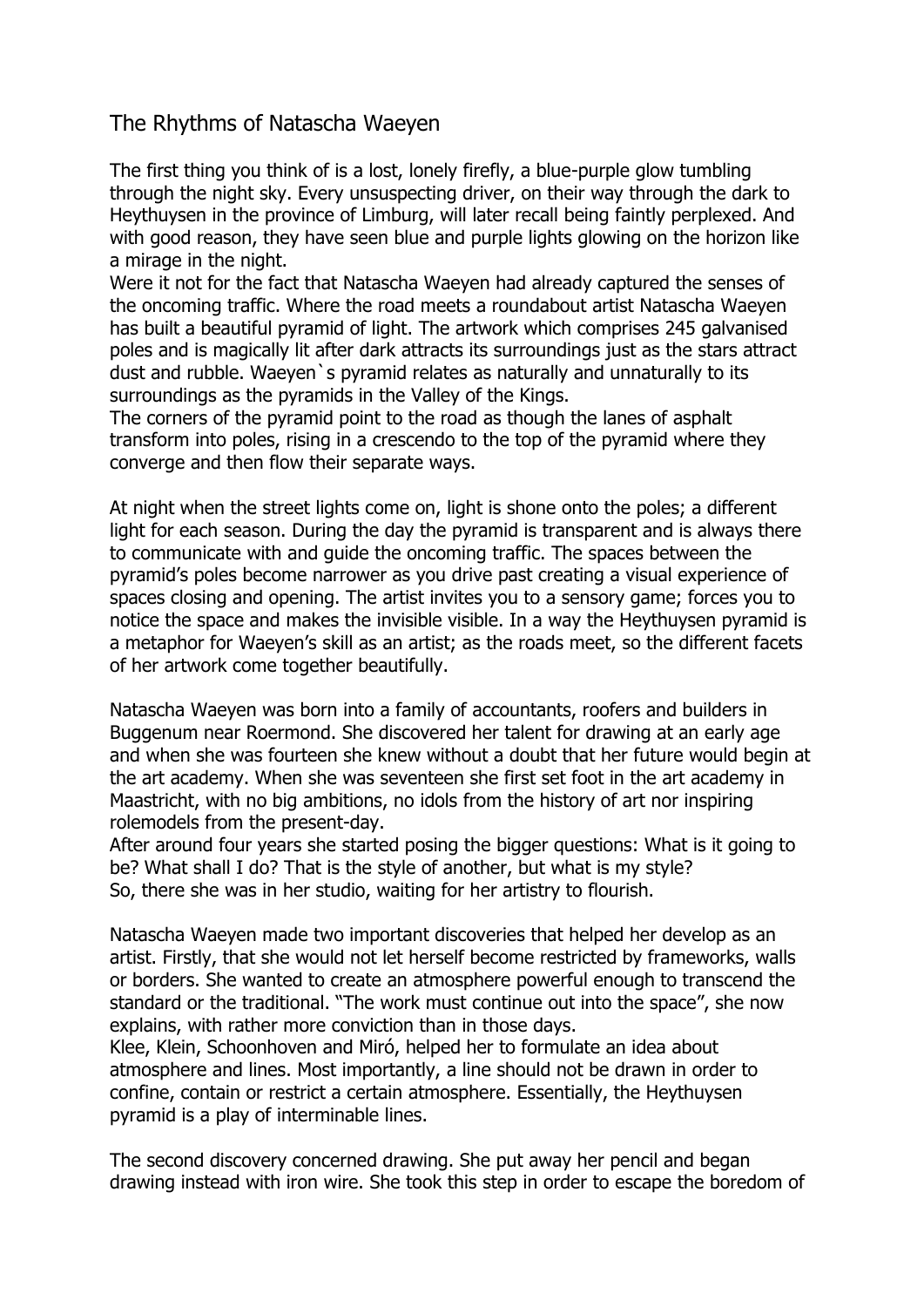# The Rhythms of Natascha Waeyen

The first thing you think of is a lost, lonely firefly, a blue-purple glow tumbling through the night sky. Every unsuspecting driver, on their way through the dark to Heythuysen in the province of Limburg, will later recall being faintly perplexed. And with good reason, they have seen blue and purple lights glowing on the horizon like a mirage in the night.
Were it not for the fact that Natascha Waeyen had already captured the senses of the oncoming traffic. Where the road meets a roundabout artist Natascha Waeyen has built a beautiful pyramid of light. The artwork which comprises 245 galvanised poles and is magically lit after dark attracts its surroundings just as the stars attract dust and rubble. Waeyen`s pyramid relates as naturally and unnaturally to its surroundings as the pyramids in the Valley of the Kings.
The corners of the pyramid point to the road as though the lanes of asphalt transform into poles, rising in a crescendo to the top of the pyramid where they converge and then flow their separate ways.

At night when the street lights come on, light is shone onto the poles; a different light for each season. During the day the pyramid is transparent and is always there to communicate with and guide the oncoming traffic. The spaces between the pyramid's poles become narrower as you drive past creating a visual experience of spaces closing and opening. The artist invites you to a sensory game; forces you to notice the space and makes the invisible visible. In a way the Heythuysen pyramid is a metaphor for Waeyen's skill as an artist; as the roads meet, so the different facets of her artwork come together beautifully.

Natascha Waeyen was born into a family of accountants, roofers and builders in Buggenum near Roermond. She discovered her talent for drawing at an early age and when she was fourteen she knew without a doubt that her future would begin at the art academy. When she was seventeen she first set foot in the art academy in Maastricht, with no big ambitions, no idols from the history of art nor inspiring rolemodels from the present-day.
After around four years she started posing the bigger questions: What is it going to be? What shall I do? That is the style of another, but what is my style?
So, there she was in her studio, waiting for her artistry to flourish.

Natascha Waeyen made two important discoveries that helped her develop as an artist. Firstly, that she would not let herself become restricted by frameworks, walls or borders. She wanted to create an atmosphere powerful enough to transcend the standard or the traditional. "The work must continue out into the space", she now explains, with rather more conviction than in those days.
Klee, Klein, Schoonhoven and Miró, helped her to formulate an idea about atmosphere and lines. Most importantly, a line should not be drawn in order to confine, contain or restrict a certain atmosphere. Essentially, the Heythuysen pyramid is a play of interminable lines.

The second discovery concerned drawing. She put away her pencil and began drawing instead with iron wire. She took this step in order to escape the boredom of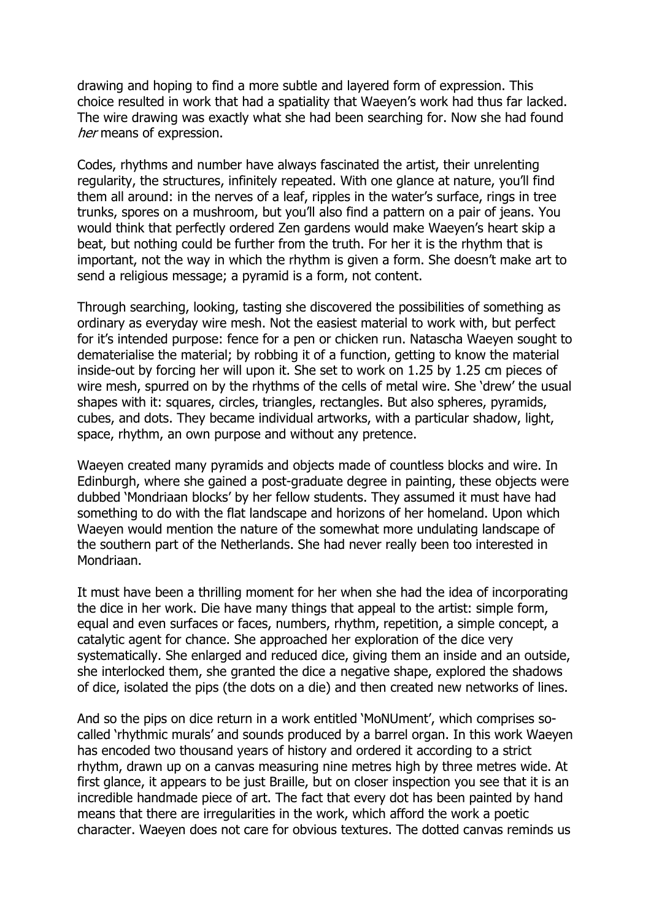drawing and hoping to find a more subtle and layered form of expression. This choice resulted in work that had a spatiality that Waeyen's work had thus far lacked. The wire drawing was exactly what she had been searching for. Now she had found *her* means of expression.

Codes, rhythms and number have always fascinated the artist, their unrelenting regularity, the structures, infinitely repeated. With one glance at nature, you'll find them all around: in the nerves of a leaf, ripples in the water's surface, rings in tree trunks, spores on a mushroom, but you'll also find a pattern on a pair of jeans. You would think that perfectly ordered Zen gardens would make Waeyen's heart skip a beat, but nothing could be further from the truth. For her it is the rhythm that is important, not the way in which the rhythm is given a form. She doesn't make art to send a religious message; a pyramid is a form, not content.

Through searching, looking, tasting she discovered the possibilities of something as ordinary as everyday wire mesh. Not the easiest material to work with, but perfect for it's intended purpose: fence for a pen or chicken run. Natascha Waeyen sought to dematerialise the material; by robbing it of a function, getting to know the material inside-out by forcing her will upon it. She set to work on 1.25 by 1.25 cm pieces of wire mesh, spurred on by the rhythms of the cells of metal wire. She 'drew' the usual shapes with it: squares, circles, triangles, rectangles. But also spheres, pyramids, cubes, and dots. They became individual artworks, with a particular shadow, light, space, rhythm, an own purpose and without any pretence.

Waeyen created many pyramids and objects made of countless blocks and wire. In Edinburgh, where she gained a post-graduate degree in painting, these objects were dubbed 'Mondriaan blocks' by her fellow students. They assumed it must have had something to do with the flat landscape and horizons of her homeland. Upon which Waeyen would mention the nature of the somewhat more undulating landscape of the southern part of the Netherlands. She had never really been too interested in Mondriaan.

It must have been a thrilling moment for her when she had the idea of incorporating the dice in her work. Die have many things that appeal to the artist: simple form, equal and even surfaces or faces, numbers, rhythm, repetition, a simple concept, a catalytic agent for chance. She approached her exploration of the dice very systematically. She enlarged and reduced dice, giving them an inside and an outside, she interlocked them, she granted the dice a negative shape, explored the shadows of dice, isolated the pips (the dots on a die) and then created new networks of lines.

And so the pips on dice return in a work entitled 'MoNUment', which comprises so-called 'rhythmic murals' and sounds produced by a barrel organ. In this work Waeyen has encoded two thousand years of history and ordered it according to a strict rhythm, drawn up on a canvas measuring nine metres high by three metres wide. At first glance, it appears to be just Braille, but on closer inspection you see that it is an incredible handmade piece of art. The fact that every dot has been painted by hand means that there are irregularities in the work, which afford the work a poetic character. Waeyen does not care for obvious textures. The dotted canvas reminds us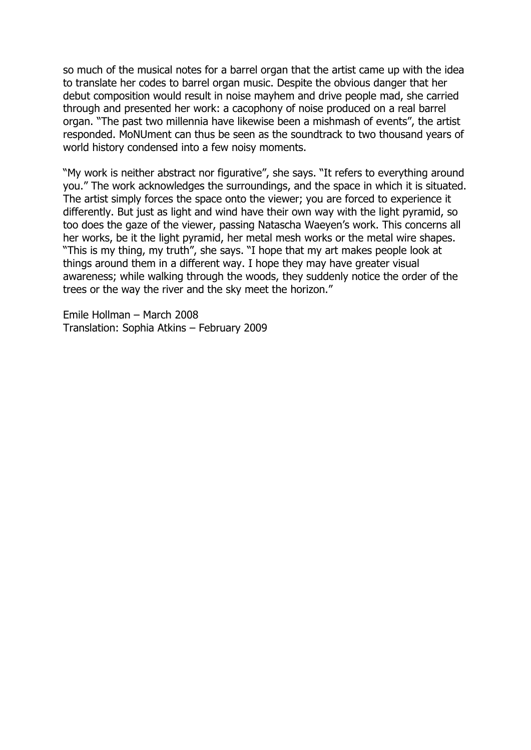so much of the musical notes for a barrel organ that the artist came up with the idea to translate her codes to barrel organ music. Despite the obvious danger that her debut composition would result in noise mayhem and drive people mad, she carried through and presented her work: a cacophony of noise produced on a real barrel organ. "The past two millennia have likewise been a mishmash of events", the artist responded. MoNUment can thus be seen as the soundtrack to two thousand years of world history condensed into a few noisy moments.

"My work is neither abstract nor figurative", she says. "It refers to everything around you." The work acknowledges the surroundings, and the space in which it is situated. The artist simply forces the space onto the viewer; you are forced to experience it differently. But just as light and wind have their own way with the light pyramid, so too does the gaze of the viewer, passing Natascha Waeyen's work. This concerns all her works, be it the light pyramid, her metal mesh works or the metal wire shapes. "This is my thing, my truth", she says. "I hope that my art makes people look at things around them in a different way. I hope they may have greater visual awareness; while walking through the woods, they suddenly notice the order of the trees or the way the river and the sky meet the horizon."

Emile Hollman – March 2008
Translation: Sophia Atkins – February 2009